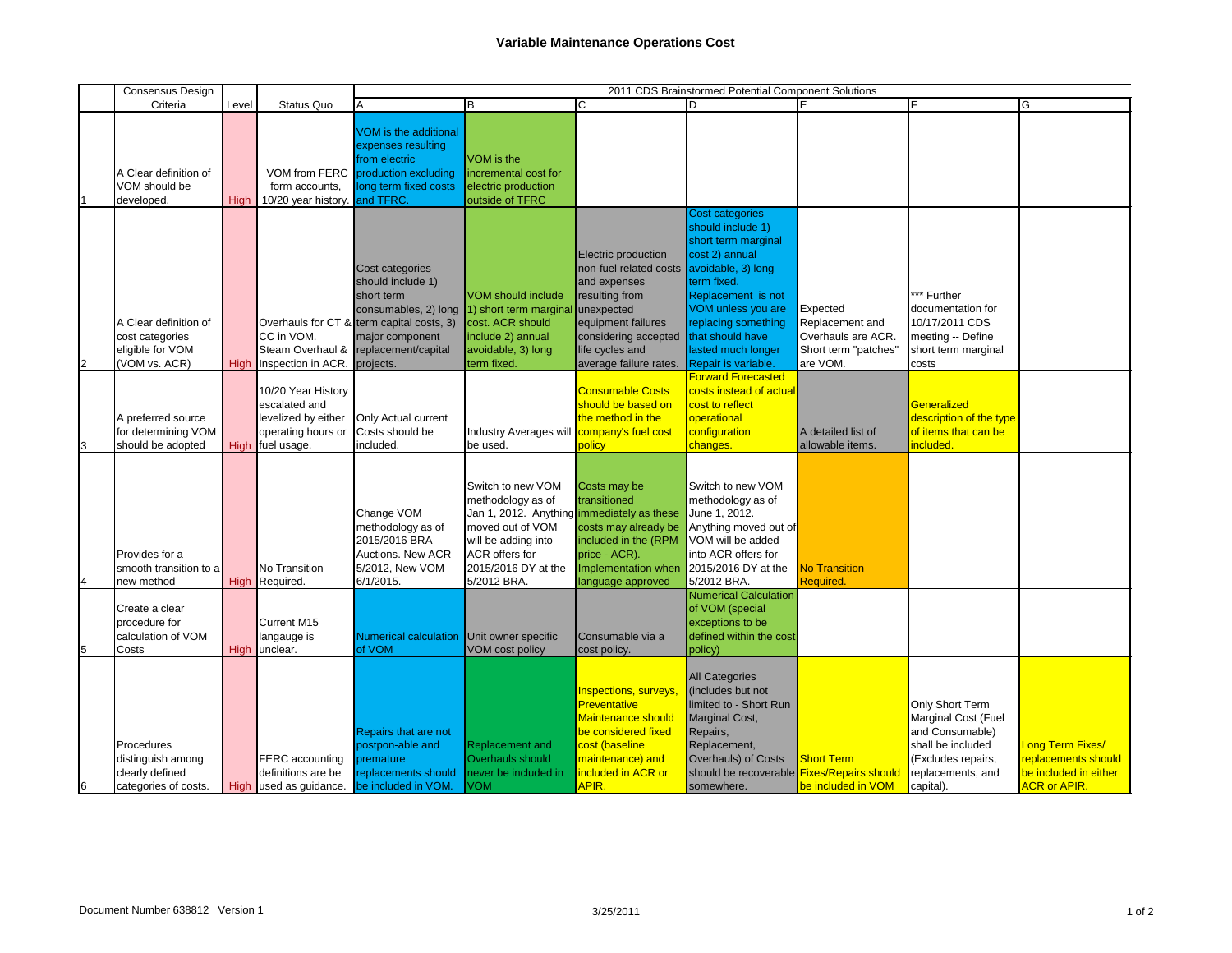# Variable Maintenance Operations Cost

| | Consensus Design Criteria | Level | Status Quo | 2011 CDS Brainstormed Potential Component Solutions | | | | | | |
|---|---|---|---|---|---|---|---|---|---|---|
| | | | | A | B | C | D | E | F | G |
| 1 | A Clear definition of VOM should be developed. | High | VOM from FERC form accounts, 10/20 year history. | VOM is the additional expenses resulting from electric production excluding long term fixed costs and TFRC. | VOM is the incremental cost for electric production outside of TFRC | | | | | |
| 2 | A Clear definition of cost categories eligible for VOM (VOM vs. ACR) | High | Overhauls for CT & CC in VOM. Steam Overhaul & Inspection in ACR. | Cost categories should include 1) short term consumables, 2) long term capital costs, 3) major component replacement/capital projects. | VOM should include 1) short term marginal cost. ACR should include 2) annual avoidable, 3) long term fixed. | Electric production non-fuel related costs and expenses resulting from unexpected equipment failures considering accepted life cycles and average failure rates. | Cost categories should include 1) short term marginal cost 2) annual avoidable, 3) long term fixed. Replacement is not VOM unless you are replacing something that should have lasted much longer Repair is variable. | Expected Replacement and Overhauls are ACR. Short term "patches" are VOM. | *** Further documentation for 10/17/2011 CDS meeting -- Define short term marginal costs | |
| 3 | A preferred source for determining VOM should be adopted | High | 10/20 Year History escalated and levelized by either operating hours or fuel usage. | Only Actual current Costs should be included. | Industry Averages will be used. | Consumable Costs should be based on the method in the company's fuel cost policy | Forward Forecasted costs instead of actual cost to reflect operational configuration changes. | A detailed list of allowable items. | Generalized description of the type of items that can be included. | |
| 4 | Provides for a smooth transition to a new method | High | No Transition Required. | Change VOM methodology as of 2015/2016 BRA Auctions. New ACR 5/2012, New VOM 6/1/2015. | Switch to new VOM methodology as of Jan 1, 2012. Anything moved out of VOM will be adding into ACR offers for 2015/2016 DY at the 5/2012 BRA. | Costs may be transitioned immediately as these costs may already be included in the (RPM price - ACR). Implementation when language approved | Switch to new VOM methodology as of June 1, 2012. Anything moved out of VOM will be added into ACR offers for 2015/2016 DY at the 5/2012 BRA. | No Transition Required. | | |
| 5 | Create a clear procedure for calculation of VOM Costs | High | Current M15 langauge is unclear. | Numerical calculation of VOM | Unit owner specific VOM cost policy | Consumable via a cost policy. | Numerical Calculation of VOM (special exceptions to be defined within the cost policy) | | | |
| 6 | Procedures distinguish among clearly defined categories of costs. | High | FERC accounting definitions are be used as guidance. | Repairs that are not postpon-able and premature replacements should be included in VOM. | Replacement and Overhauls should never be included in VOM | Inspections, surveys, Preventative Maintenance should be considered fixed cost (baseline maintenance) and included in ACR or APIR. | All Categories (includes but not limited to - Short Run Marginal Cost, Repairs, Replacement, Overhauls) of Costs should be recoverable somewhere. | Short Term Fixes/Repairs should be included in VOM | Only Short Term Marginal Cost (Fuel and Consumable) shall be included (Excludes repairs, replacements, and capital). | Long Term Fixes/ replacements should be included in either ACR or APIR. |

Document Number 638812 Version 1 3/25/2011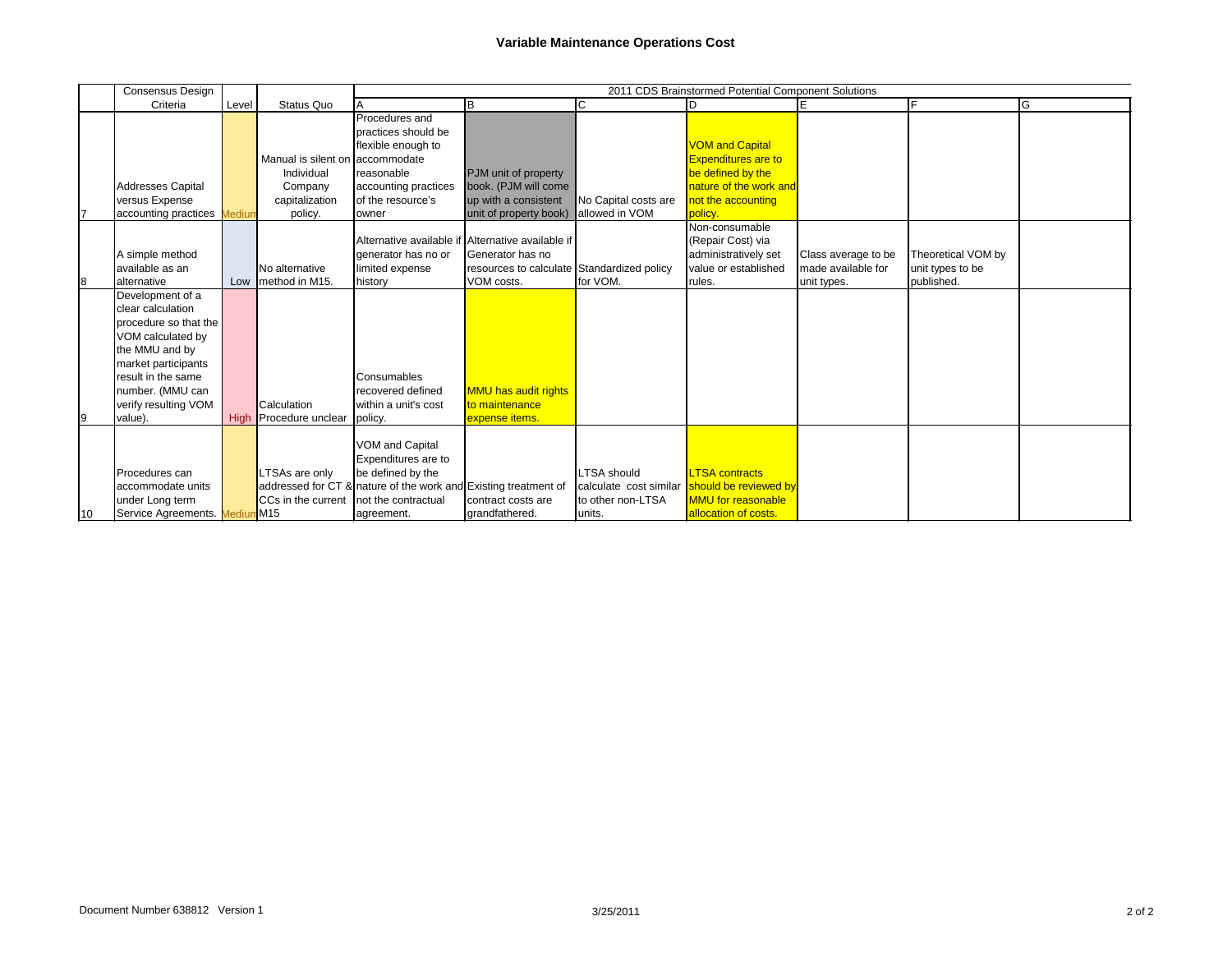## Variable Maintenance Operations Cost

| | Consensus Design Criteria | Level | Status Quo | 2011 CDS Brainstormed Potential Component Solutions A | B | C | D | E | F | G |
|---|---|---|---|---|---|---|---|---|---|---|
| 7 | Addresses Capital versus Expense accounting practices | Medium | Manual is silent on Individual Company capitalization policy. | Procedures and practices should be flexible enough to accommodate reasonable accounting practices of the resource's owner | PJM unit of property book. (PJM will come up with a consistent unit of property book) | No Capital costs are allowed in VOM | VOM and Capital Expenditures are to be defined by the nature of the work and not the accounting policy. | | | |
| 8 | A simple method available as an alternative | Low | No alternative method in M15. | Alternative available if generator has no or limited expense history | Alternative available if Generator has no resources to calculate VOM costs. | Standardized policy for VOM. | Non-consumable (Repair Cost) via administratively set value or established rules. | Class average to be made available for unit types. | Theoretical VOM by unit types to be published. | |
| 9 | Development of a clear calculation procedure so that the VOM calculated by the MMU and by market participants result in the same number. (MMU can verify resulting VOM value). | High | Calculation Procedure unclear | Consumables recovered defined within a unit's cost policy. | MMU has audit rights to maintenance expense items. | | | | | |
| 10 | Procedures can accommodate units under Long term Service Agreements. | Medium | LTSAs are only addressed for CT & CCs in the current M15 | VOM and Capital Expenditures are to be defined by the nature of the work and not the contractual agreement. | Existing treatment of contract costs are grandfathered. | LTSA should calculate cost similar to other non-LTSA units. | LTSA contracts should be reviewed by MMU for reasonable allocation of costs. | | | |

Document Number 638812 Version 1 3/25/2011